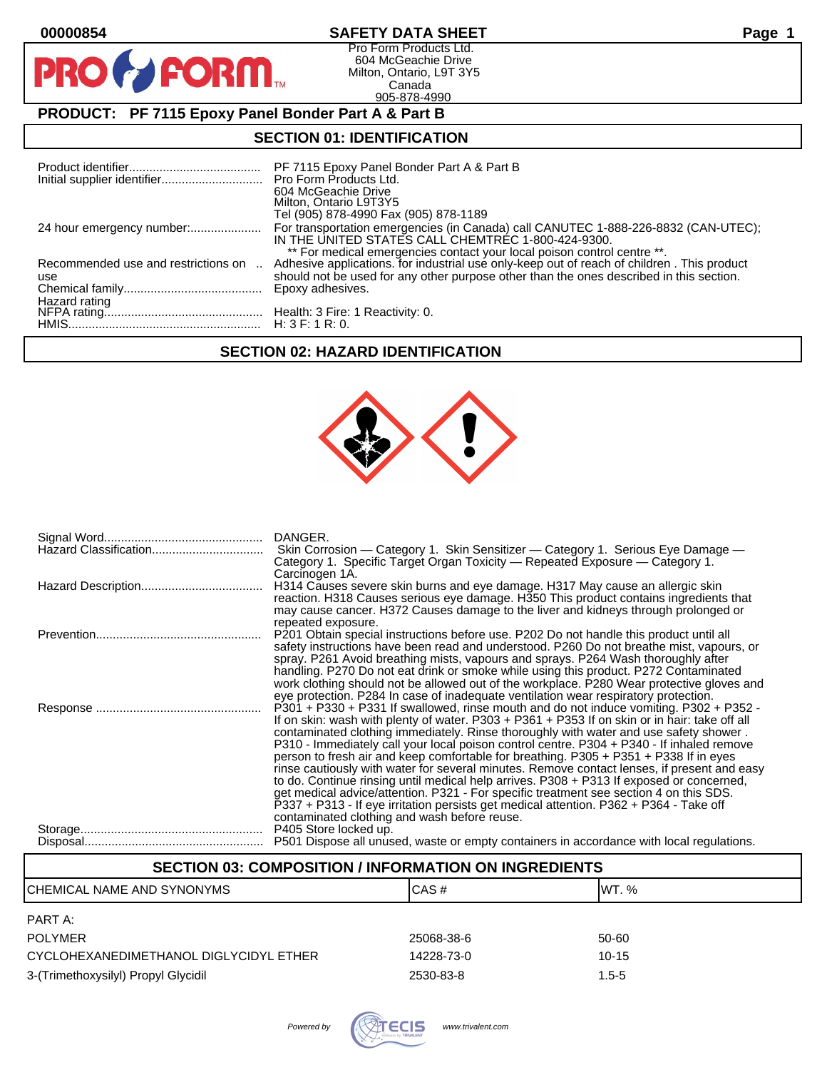00000854

# SAFETY DATA SHEET

Pro Form Products Ltd.
604 McGeachie Drive
Milton, Ontario, L9T 3Y5
Canada
905-878-4990

## PRODUCT: PF 7115 Epoxy Panel Bonder Part A & Part B

## SECTION 01: IDENTIFICATION

| | |
|---|---|
| Product identifier | PF 7115 Epoxy Panel Bonder Part A & Part B |
| Initial supplier identifier | Pro Form Products Ltd.<br>604 McGeachie Drive<br>Milton, Ontario L9T3Y5<br>Tel (905) 878-4990 Fax (905) 878-1189 |
| 24 hour emergency number: | For transportation emergencies (in Canada) call CANUTEC 1-888-226-8832 (CAN-UTEC); IN THE UNITED STATES CALL CHEMTREC 1-800-424-9300.<br>** For medical emergencies contact your local poison control centre **. |
| Recommended use and restrictions on use | Adhesive applications. for industrial use only-keep out of reach of children . This product should not be used for any other purpose other than the ones described in this section. |
| Chemical family | Epoxy adhesives. |
| Hazard rating | |
| NFPA rating | Health: 3 Fire: 1 Reactivity: 0. |
| HMIS | H: 3 F: 1 R: 0. |

## SECTION 02: HAZARD IDENTIFICATION

| | |
|---|---|
| Signal Word | DANGER. |
| Hazard Classification | Skin Corrosion — Category 1. Skin Sensitizer — Category 1. Serious Eye Damage — Category 1. Specific Target Organ Toxicity — Repeated Exposure — Category 1. Carcinogen 1A. |
| Hazard Description | H314 Causes severe skin burns and eye damage. H317 May cause an allergic skin reaction. H318 Causes serious eye damage. H350 This product contains ingredients that may cause cancer. H372 Causes damage to the liver and kidneys through prolonged or repeated exposure. |
| Prevention | P201 Obtain special instructions before use. P202 Do not handle this product until all safety instructions have been read and understood. P260 Do not breathe mist, vapours, or spray. P261 Avoid breathing mists, vapours and sprays. P264 Wash thoroughly after handling. P270 Do not eat drink or smoke while using this product. P272 Contaminated work clothing should not be allowed out of the workplace. P280 Wear protective gloves and eye protection. P284 In case of inadequate ventilation wear respiratory protection. |
| Response | P301 + P330 + P331 If swallowed, rinse mouth and do not induce vomiting. P302 + P352 - If on skin: wash with plenty of water. P303 + P361 + P353 If on skin or in hair: take off all contaminated clothing immediately. Rinse thoroughly with water and use safety shower . P310 - Immediately call your local poison control centre. P304 + P340 - If inhaled remove person to fresh air and keep comfortable for breathing. P305 + P351 + P338 If in eyes rinse cautiously with water for several minutes. Remove contact lenses, if present and easy to do. Continue rinsing until medical help arrives. P308 + P313 If exposed or concerned, get medical advice/attention. P321 - For specific treatment see section 4 on this SDS. P337 + P313 - If eye irritation persists get medical attention. P362 + P364 - Take off contaminated clothing and wash before reuse. |
| Storage | P405 Store locked up. |
| Disposal | P501 Dispose all unused, waste or empty containers in accordance with local regulations. |

## SECTION 03: COMPOSITION / INFORMATION ON INGREDIENTS

| CHEMICAL NAME AND SYNONYMS | CAS # | WT. % |
|---|---|---|
| PART A: | | |
| POLYMER | 25068-38-6 | 50-60 |
| CYCLOHEXANEDIMETHANOL DIGLYCIDYL ETHER | 14228-73-0 | 10-15 |
| 3-(Trimethoxysilyl) Propyl Glycidil | 2530-83-8 | 1.5-5 |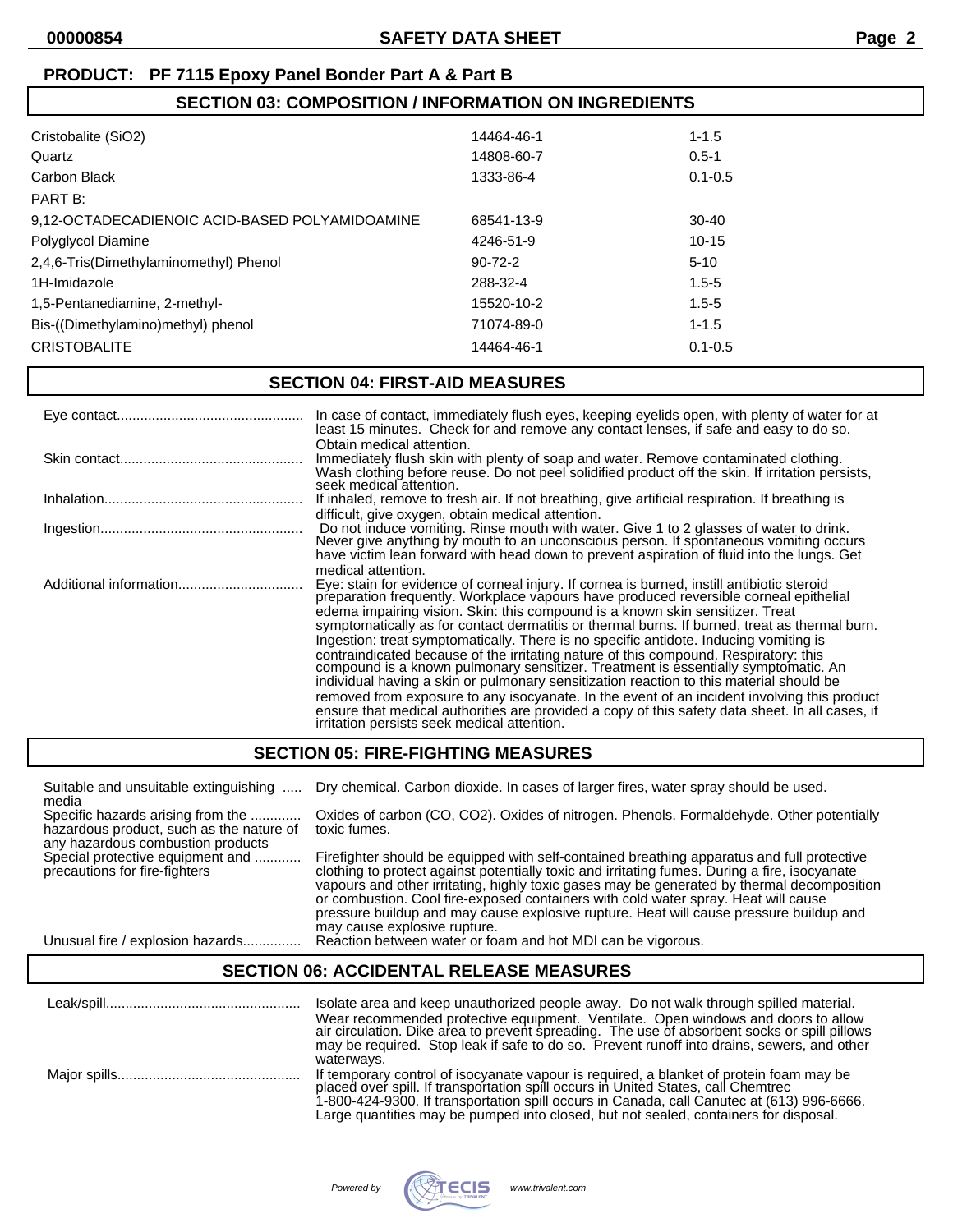**PRODUCT: PF 7115 Epoxy Panel Bonder Part A & Part B**

## SECTION 03: COMPOSITION / INFORMATION ON INGREDIENTS

| | | |
|---|---|---|
| Cristobalite ($SiO_2$) | 14464-46-1 | 1-1.5 |
| Quartz | 14808-60-7 | 0.5-1 |
| Carbon Black | 1333-86-4 | 0.1-0.5 |
| PART B: | | |
| 9,12-OCTADECADIENOIC ACID-BASED POLYAMIDOAMINE | 68541-13-9 | 30-40 |
| Polyglycol Diamine | 4246-51-9 | 10-15 |
| 2,4,6-Tris(Dimethylaminomethyl) Phenol | 90-72-2 | 5-10 |
| 1H-Imidazole | 288-32-4 | 1.5-5 |
| 1,5-Pentanediamine, 2-methyl- | 15520-10-2 | 1.5-5 |
| Bis-((Dimethylamino)methyl) phenol | 71074-89-0 | 1-1.5 |
| CRISTOBALITE | 14464-46-1 | 0.1-0.5 |

## SECTION 04: FIRST-AID MEASURES

**Eye contact:** In case of contact, immediately flush eyes, keeping eyelids open, with plenty of water for at least 15 minutes. Check for and remove any contact lenses, if safe and easy to do so. Obtain medical attention.

**Skin contact:** Immediately flush skin with plenty of soap and water. Remove contaminated clothing. Wash clothing before reuse. Do not peel solidified product off the skin. If irritation persists, seek medical attention.

**Inhalation:** If inhaled, remove to fresh air. If not breathing, give artificial respiration. If breathing is difficult, give oxygen, obtain medical attention.

**Ingestion:** Do not induce vomiting. Rinse mouth with water. Give 1 to 2 glasses of water to drink. Never give anything by mouth to an unconscious person. If spontaneous vomiting occurs have victim lean forward with head down to prevent aspiration of fluid into the lungs. Get medical attention.

**Additional information:** Eye: stain for evidence of corneal injury. If cornea is burned, instill antibiotic steroid preparation frequently. Workplace vapours have produced reversible corneal epithelial edema impairing vision. Skin: this compound is a known skin sensitizer. Treat symptomatically as for contact dermatitis or thermal burns. If burned, treat as thermal burn. Ingestion: treat symptomatically. There is no specific antidote. Inducing vomiting is contraindicated because of the irritating nature of this compound. Respiratory: this compound is a known pulmonary sensitizer. Treatment is essentially symptomatic. An individual having a skin or pulmonary sensitization reaction to this material should be removed from exposure to any isocyanate. In the event of an incident involving this product ensure that medical authorities are provided a copy of this safety data sheet. In all cases, if irritation persists seek medical attention.

## SECTION 05: FIRE-FIGHTING MEASURES

**Suitable and unsuitable extinguishing media:** Dry chemical. Carbon dioxide. In cases of larger fires, water spray should be used.

**Specific hazards arising from the hazardous product, such as the nature of any hazardous combustion products:** Oxides of carbon (CO, $CO_2$). Oxides of nitrogen. Phenols. Formaldehyde. Other potentially toxic fumes.

**Special protective equipment and precautions for fire-fighters:** Firefighter should be equipped with self-contained breathing apparatus and full protective clothing to protect against potentially toxic and irritating fumes. During a fire, isocyanate vapours and other irritating, highly toxic gases may be generated by thermal decomposition or combustion. Cool fire-exposed containers with cold water spray. Heat will cause pressure buildup and may cause explosive rupture. Heat will cause pressure buildup and may cause explosive rupture.

**Unusual fire / explosion hazards:** Reaction between water or foam and hot MDI can be vigorous.

## SECTION 06: ACCIDENTAL RELEASE MEASURES

**Leak/spill:** Isolate area and keep unauthorized people away. Do not walk through spilled material. Wear recommended protective equipment. Ventilate. Open windows and doors to allow air circulation. Dike area to prevent spreading. The use of absorbent socks or spill pillows may be required. Stop leak if safe to do so. Prevent runoff into drains, sewers, and other waterways.

**Major spills:** If temporary control of isocyanate vapour is required, a blanket of protein foam may be placed over spill. If transportation spill occurs in United States, call Chemtrec 1-800-424-9300. If transportation spill occurs in Canada, call Canutec at (613) 996-6666. Large quantities may be pumped into closed, but not sealed, containers for disposal.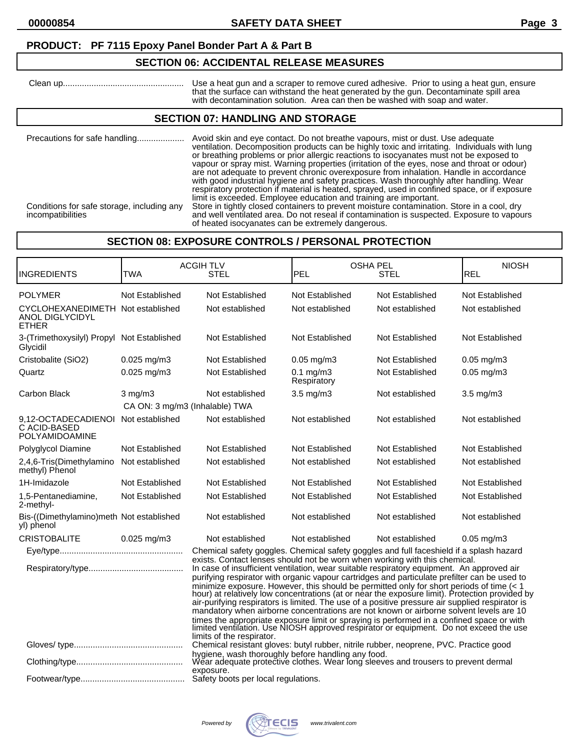**PRODUCT: PF 7115 Epoxy Panel Bonder Part A & Part B**

## SECTION 06: ACCIDENTAL RELEASE MEASURES

Clean up.................................................. Use a heat gun and a scraper to remove cured adhesive. Prior to using a heat gun, ensure that the surface can withstand the heat generated by the gun. Decontaminate spill area with decontamination solution. Area can then be washed with soap and water.

## SECTION 07: HANDLING AND STORAGE

Precautions for safe handling.................... Avoid skin and eye contact. Do not breathe vapours, mist or dust. Use adequate ventilation. Decomposition products can be highly toxic and irritating. Individuals with lung or breathing problems or prior allergic reactions to isocyanates must not be exposed to vapour or spray mist. Warning properties (irritation of the eyes, nose and throat or odour) are not adequate to prevent chronic overexposure from inhalation. Handle in accordance with good industrial hygiene and safety practices. Wash thoroughly after handling. Wear respiratory protection if material is heated, sprayed, used in confined space, or if exposure limit is exceeded. Employee education and training are important.

Conditions for safe storage, including any incompatibilities: Store in tightly closed containers to prevent moisture contamination. Store in a cool, dry and well ventilated area. Do not reseal if contamination is suspected. Exposure to vapours of heated isocyanates can be extremely dangerous.

## SECTION 08: EXPOSURE CONTROLS / PERSONAL PROTECTION

| INGREDIENTS | ACGIH TLV TWA | ACGIH TLV STEL | OSHA PEL PEL | OSHA PEL STEL | NIOSH REL |
|---|---|---|---|---|---|
| POLYMER | Not Established | Not Established | Not Established | Not Established | Not Established |
| CYCLOHEXANEDIMETHANOL DIGLYCIDYL ETHER | Not established | Not established | Not established | Not established | Not established |
| 3-(Trimethoxysilyl) Propyl Glycidil | Not Established | Not Established | Not Established | Not Established | Not Established |
| Cristobalite (SiO2) | 0.025 mg/m3 | Not Established | 0.05 mg/m3 | Not Established | 0.05 mg/m3 |
| Quartz | 0.025 mg/m3 | Not Established | 0.1 mg/m3 Respiratory | Not Established | 0.05 mg/m3 |
| Carbon Black | 3 mg/m3<br>CA ON: 3 mg/m3 (Inhalable) TWA | Not established | 3.5 mg/m3 | Not established | 3.5 mg/m3 |
| 9,12-OCTADECADIENOIC ACID-BASED POLYAMIDOAMINE | Not established | Not established | Not established | Not established | Not established |
| Polyglycol Diamine | Not Established | Not Established | Not Established | Not Established | Not Established |
| 2,4,6-Tris(Dimethylamino methyl) Phenol | Not established | Not established | Not established | Not established | Not established |
| 1H-Imidazole | Not Established | Not Established | Not Established | Not Established | Not Established |
| 1,5-Pentanediamine, 2-methyl- | Not Established | Not Established | Not Established | Not Established | Not Established |
| Bis-((Dimethylamino)methyl) phenol | Not established | Not established | Not established | Not established | Not established |
| CRISTOBALITE | 0.025 mg/m3 | Not established | Not established | Not established | 0.05 mg/m3 |

Eye/type.................................................... Chemical safety goggles. Chemical safety goggles and full faceshield if a splash hazard exists. Contact lenses should not be worn when working with this chemical.

Respiratory/type........................................ In case of insufficient ventilation, wear suitable respiratory equipment. An approved air purifying respirator with organic vapour cartridges and particulate prefilter can be used to minimize exposure. However, this should be permitted only for short periods of time (< 1 hour) at relatively low concentrations (at or near the exposure limit). Protection provided by air-purifying respirators is limited. The use of a positive pressure air supplied respirator is mandatory when airborne concentrations are not known or airborne solvent levels are 10 times the appropriate exposure limit or spraying is performed in a confined space or with limited ventilation. Use NIOSH approved respirator or equipment. Do not exceed the use limits of the respirator.

Gloves/ type............................................. Chemical resistant gloves: butyl rubber, nitrile rubber, neoprene, PVC. Practice good hygiene, wash thoroughly before handling any food.

Clothing/type............................................ Wear adequate protective clothes. Wear long sleeves and trousers to prevent dermal exposure.

Footwear/type........................................... Safety boots per local regulations.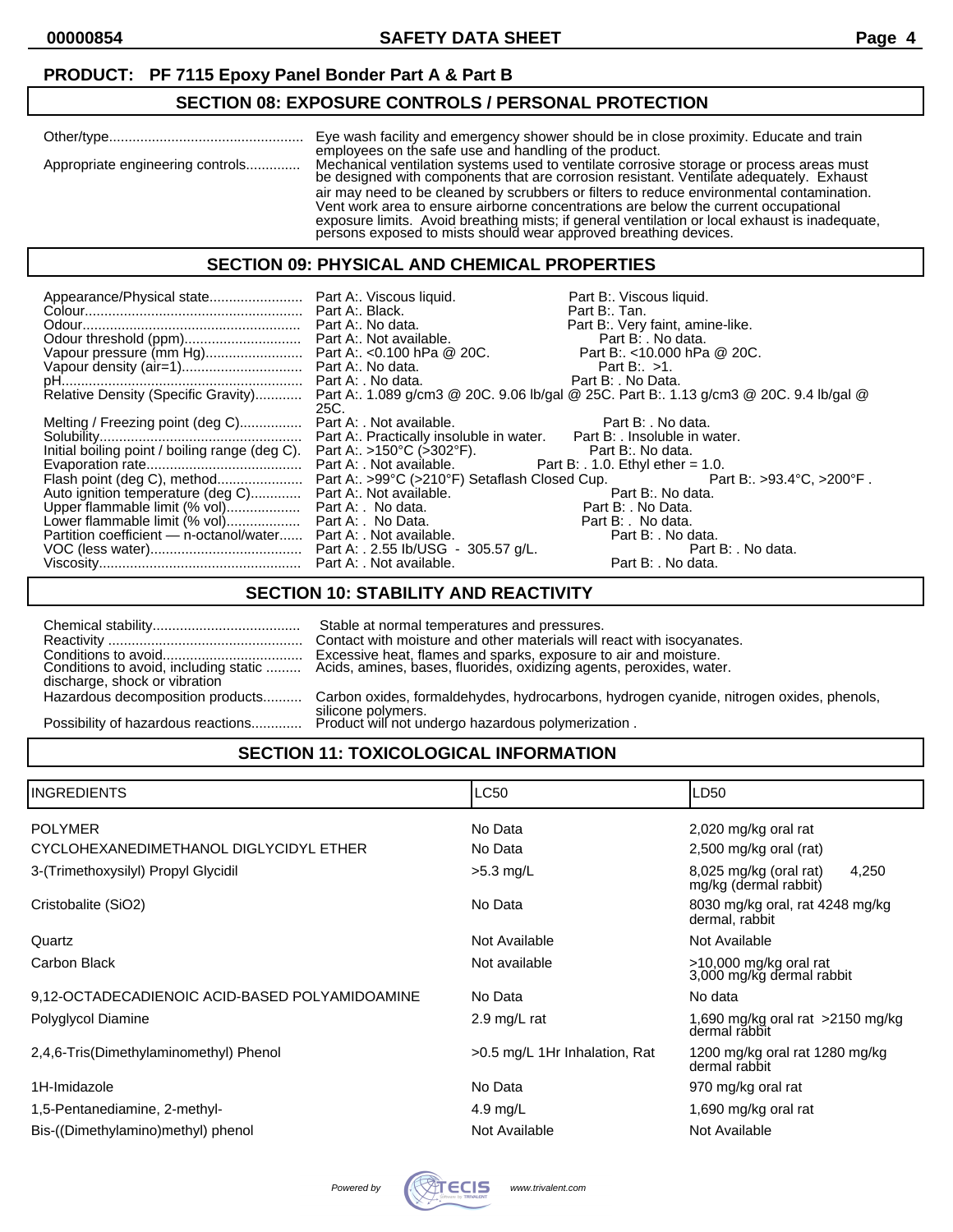**PRODUCT: PF 7115 Epoxy Panel Bonder Part A & Part B**

## SECTION 08: EXPOSURE CONTROLS / PERSONAL PROTECTION

| | |
|---|---|
| Other/type | Eye wash facility and emergency shower should be in close proximity. Educate and train employees on the safe use and handling of the product. |
| Appropriate engineering controls | Mechanical ventilation systems used to ventilate corrosive storage or process areas must be designed with components that are corrosion resistant. Ventilate adequately. Exhaust air may need to be cleaned by scrubbers or filters to reduce environmental contamination. Vent work area to ensure airborne concentrations are below the current occupational exposure limits. Avoid breathing mists; if general ventilation or local exhaust is inadequate, persons exposed to mists should wear approved breathing devices. |

## SECTION 09: PHYSICAL AND CHEMICAL PROPERTIES

| Property | Part A | Part B |
|---|---|---|
| Appearance/Physical state | Part A:. Viscous liquid. | Part B:. Viscous liquid. |
| Colour | Part A:. Black. | Part B:. Tan. |
| Odour | Part A:. No data. | Part B:. Very faint, amine-like. |
| Odour threshold (ppm) | Part A:. Not available. | Part B: . No data. |
| Vapour pressure (mm Hg) | Part A:. <0.100 hPa @ 20C. | Part B:. <10.000 hPa @ 20C. |
| Vapour density (air=1) | Part A:. No data. | Part B:. >1. |
| pH | Part A: . No data. | Part B: . No Data. |
| Relative Density (Specific Gravity) | Part A:. 1.089 g/cm3 @ 20C. 9.06 lb/gal @ 25C. | Part B:. 1.13 g/cm3 @ 20C. 9.4 lb/gal @ 25C. |
| Melting / Freezing point (deg C) | Part A: . Not available. | Part B: . No data. |
| Solubility | Part A:. Practically insoluble in water. | Part B: . Insoluble in water. |
| Initial boiling point / boiling range (deg C). | Part A:. >150°C (>302°F). | Part B:. No data. |
| Evaporation rate | Part A: . Not available. | Part B: . 1.0. Ethyl ether = 1.0. |
| Flash point (deg C), method | Part A:. >99°C (>210°F) Setaflash Closed Cup. | Part B:. >93.4°C, >200°F . |
| Auto ignition temperature (deg C) | Part A:. Not available. | Part B:. No data. |
| Upper flammable limit (% vol) | Part A: . No data. | Part B: . No Data. |
| Lower flammable limit (% vol) | Part A: . No Data. | Part B: . No data. |
| Partition coefficient — n-octanol/water | Part A: . Not available. | Part B: . No data. |
| VOC (less water) | Part A: . 2.55 lb/USG - 305.57 g/L. | Part B: . No data. |
| Viscosity | Part A: . Not available. | Part B: . No data. |

## SECTION 10: STABILITY AND REACTIVITY

| | |
|---|---|
| Chemical stability | Stable at normal temperatures and pressures. |
| Reactivity | Contact with moisture and other materials will react with isocyanates. |
| Conditions to avoid | Excessive heat, flames and sparks, exposure to air and moisture. |
| Conditions to avoid, including static discharge, shock or vibration | Acids, amines, bases, fluorides, oxidizing agents, peroxides, water. |
| Hazardous decomposition products | Carbon oxides, formaldehydes, hydrocarbons, hydrogen cyanide, nitrogen oxides, phenols, silicone polymers. |
| Possibility of hazardous reactions | Product will not undergo hazardous polymerization . |

## SECTION 11: TOXICOLOGICAL INFORMATION

| INGREDIENTS | LC50 | LD50 |
|---|---|---|
| POLYMER | No Data | 2,020 mg/kg oral rat |
| CYCLOHEXANEDIMETHANOL DIGLYCIDYL ETHER | No Data | 2,500 mg/kg oral (rat) |
| 3-(Trimethoxysilyl) Propyl Glycidil | >5.3 mg/L | 8,025 mg/kg (oral rat) 4,250 mg/kg (dermal rabbit) |
| Cristobalite (SiO2) | No Data | 8030 mg/kg oral, rat 4248 mg/kg dermal, rabbit |
| Quartz | Not Available | Not Available |
| Carbon Black | Not available | >10,000 mg/kg oral rat 3,000 mg/kg dermal rabbit |
| 9,12-OCTADECADIENOIC ACID-BASED POLYAMIDOAMINE | No Data | No data |
| Polyglycol Diamine | 2.9 mg/L rat | 1,690 mg/kg oral rat >2150 mg/kg dermal rabbit |
| 2,4,6-Tris(Dimethylaminomethyl) Phenol | >0.5 mg/L 1Hr Inhalation, Rat | 1200 mg/kg oral rat 1280 mg/kg dermal rabbit |
| 1H-Imidazole | No Data | 970 mg/kg oral rat |
| 1,5-Pentanediamine, 2-methyl- | 4.9 mg/L | 1,690 mg/kg oral rat |
| Bis-((Dimethylamino)methyl) phenol | Not Available | Not Available |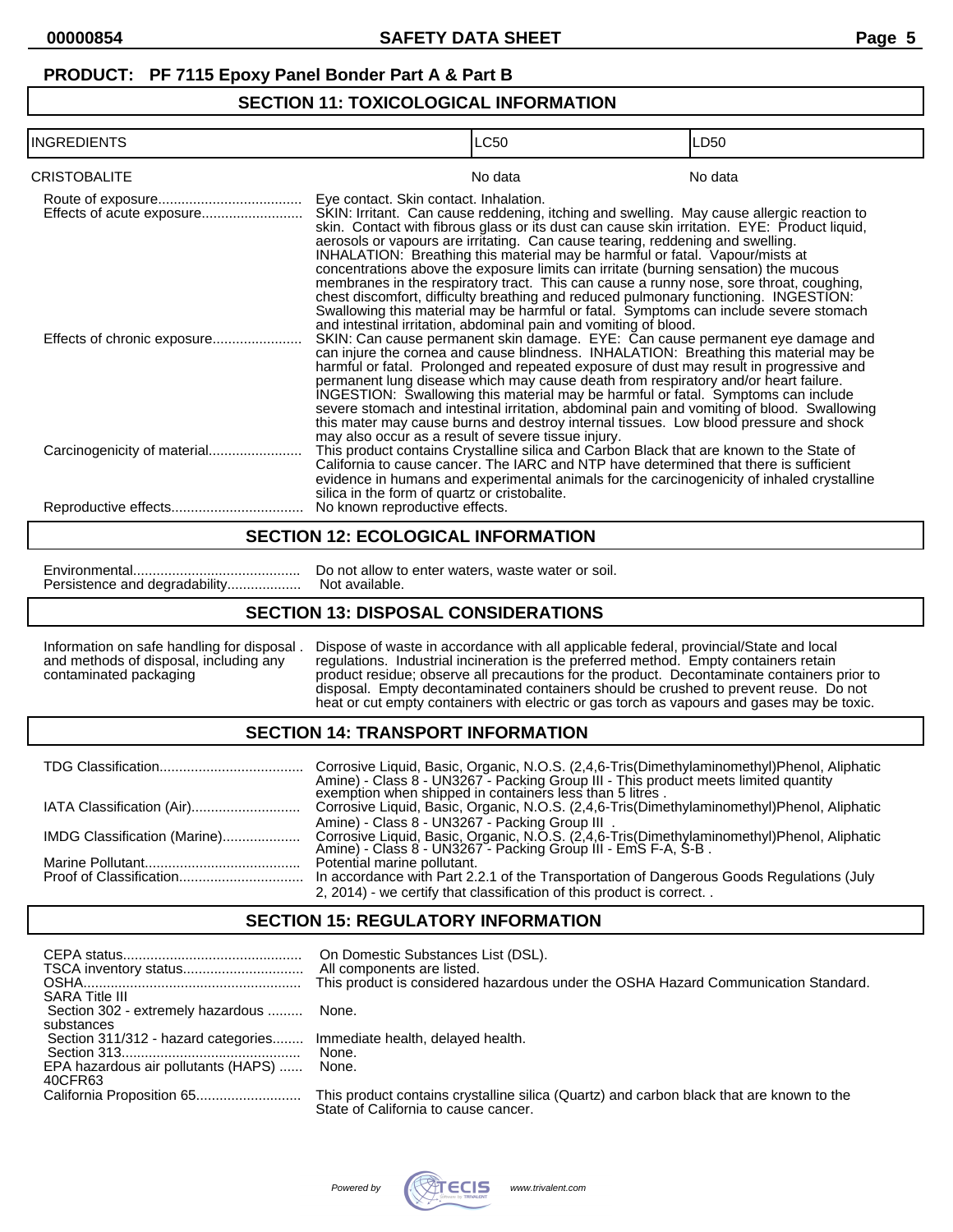**PRODUCT: PF 7115 Epoxy Panel Bonder Part A & Part B**

## SECTION 11: TOXICOLOGICAL INFORMATION

| INGREDIENTS | LC50 | LD50 |
|---|---|---|
| CRISTOBALITE | No data | No data |

Route of exposure.................................... Eye contact. Skin contact. Inhalation.

Effects of acute exposure.......................... SKIN: Irritant. Can cause reddening, itching and swelling. May cause allergic reaction to skin. Contact with fibrous glass or its dust can cause skin irritation. EYE: Product liquid, aerosols or vapours are irritating. Can cause tearing, reddening and swelling. INHALATION: Breathing this material may be harmful or fatal. Vapour/mists at concentrations above the exposure limits can irritate (burning sensation) the mucous membranes in the respiratory tract. This can cause a runny nose, sore throat, coughing, chest discomfort, difficulty breathing and reduced pulmonary functioning. INGESTION: Swallowing this material may be harmful or fatal. Symptoms can include severe stomach and intestinal irritation, abdominal pain and vomiting of blood.

Effects of chronic exposure....................... SKIN: Can cause permanent skin damage. EYE: Can cause permanent eye damage and can injure the cornea and cause blindness. INHALATION: Breathing this material may be harmful or fatal. Prolonged and repeated exposure of dust may result in progressive and permanent lung disease which may cause death from respiratory and/or heart failure. INGESTION: Swallowing this material may be harmful or fatal. Symptoms can include severe stomach and intestinal irritation, abdominal pain and vomiting of blood. Swallowing this mater may cause burns and destroy internal tissues. Low blood pressure and shock may also occur as a result of severe tissue injury.

Carcinogenicity of material........................ This product contains Crystalline silica and Carbon Black that are known to the State of California to cause cancer. The IARC and NTP have determined that there is sufficient evidence in humans and experimental animals for the carcinogenicity of inhaled crystalline silica in the form of quartz or cristobalite.

Reproductive effects.................................. No known reproductive effects.

## SECTION 12: ECOLOGICAL INFORMATION

Environmental........................................... Do not allow to enter waters, waste water or soil.

Persistence and degradability................... Not available.

## SECTION 13: DISPOSAL CONSIDERATIONS

Information on safe handling for disposal . and methods of disposal, including any contaminated packaging — Dispose of waste in accordance with all applicable federal, provincial/State and local regulations. Industrial incineration is the preferred method. Empty containers retain product residue; observe all precautions for the product. Decontaminate containers prior to disposal. Empty decontaminated containers should be crushed to prevent reuse. Do not heat or cut empty containers with electric or gas torch as vapours and gases may be toxic.

## SECTION 14: TRANSPORT INFORMATION

TDG Classification..................................... Corrosive Liquid, Basic, Organic, N.O.S. (2,4,6-Tris(Dimethylaminomethyl)Phenol, Aliphatic Amine) - Class 8 - UN3267 - Packing Group III - This product meets limited quantity exemption when shipped in containers less than 5 litres .

IATA Classification (Air)............................ Corrosive Liquid, Basic, Organic, N.O.S. (2,4,6-Tris(Dimethylaminomethyl)Phenol, Aliphatic Amine) - Class 8 - UN3267 - Packing Group III .

IMDG Classification (Marine).................... Corrosive Liquid, Basic, Organic, N.O.S. (2,4,6-Tris(Dimethylaminomethyl)Phenol, Aliphatic Amine) - Class 8 - UN3267 - Packing Group III - EmS F-A, S-B .

Marine Pollutant........................................ Potential marine pollutant.

Proof of Classification................................ In accordance with Part 2.2.1 of the Transportation of Dangerous Goods Regulations (July 2, 2014) - we certify that classification of this product is correct. .

## SECTION 15: REGULATORY INFORMATION

CEPA status.............................................. On Domestic Substances List (DSL).

TSCA inventory status............................... All components are listed.

OSHA........................................................ This product is considered hazardous under the OSHA Hazard Communication Standard.

SARA Title III

Section 302 - extremely hazardous substances ......... None.

Section 311/312 - hazard categories........ Immediate health, delayed health.

Section 313............................................. None.

EPA hazardous air pollutants (HAPS) 40CFR63 ...... None.

California Proposition 65........................... This product contains crystalline silica (Quartz) and carbon black that are known to the State of California to cause cancer.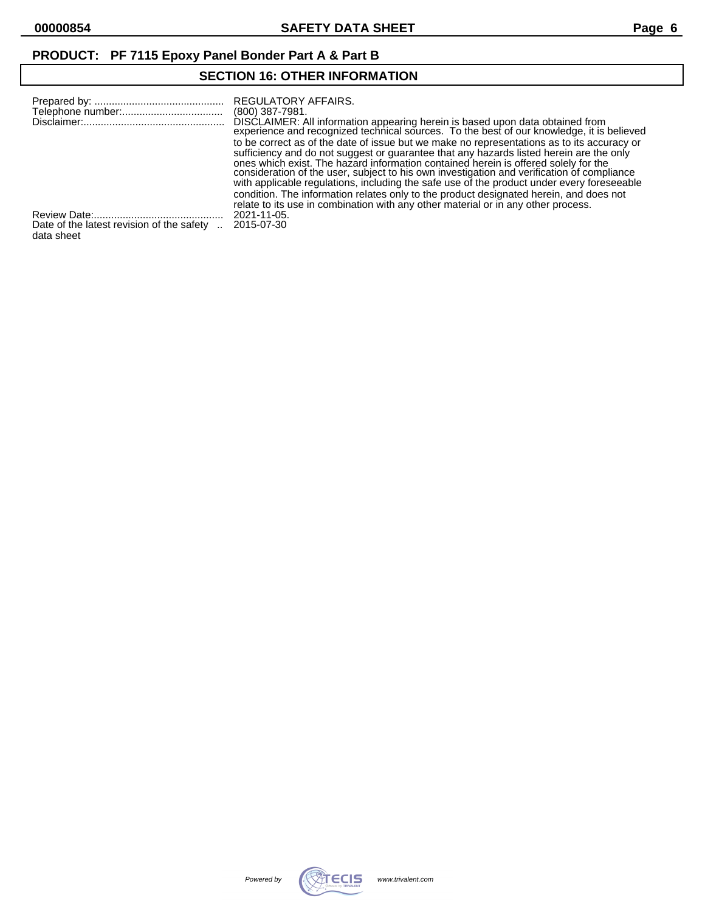**PRODUCT: PF 7115 Epoxy Panel Bonder Part A & Part B**

## SECTION 16: OTHER INFORMATION

| | |
|---|---|
| Prepared by: | REGULATORY AFFAIRS. |
| Telephone number: | (800) 387-7981. |
| Disclaimer: | DISCLAIMER: All information appearing herein is based upon data obtained from experience and recognized technical sources. To the best of our knowledge, it is believed to be correct as of the date of issue but we make no representations as to its accuracy or sufficiency and do not suggest or guarantee that any hazards listed herein are the only ones which exist. The hazard information contained herein is offered solely for the consideration of the user, subject to his own investigation and verification of compliance with applicable regulations, including the safe use of the product under every foreseeable condition. The information relates only to the product designated herein, and does not relate to its use in combination with any other material or in any other process. |
| Review Date: | 2021-11-05. |
| Date of the latest revision of the safety data sheet | 2015-07-30 |